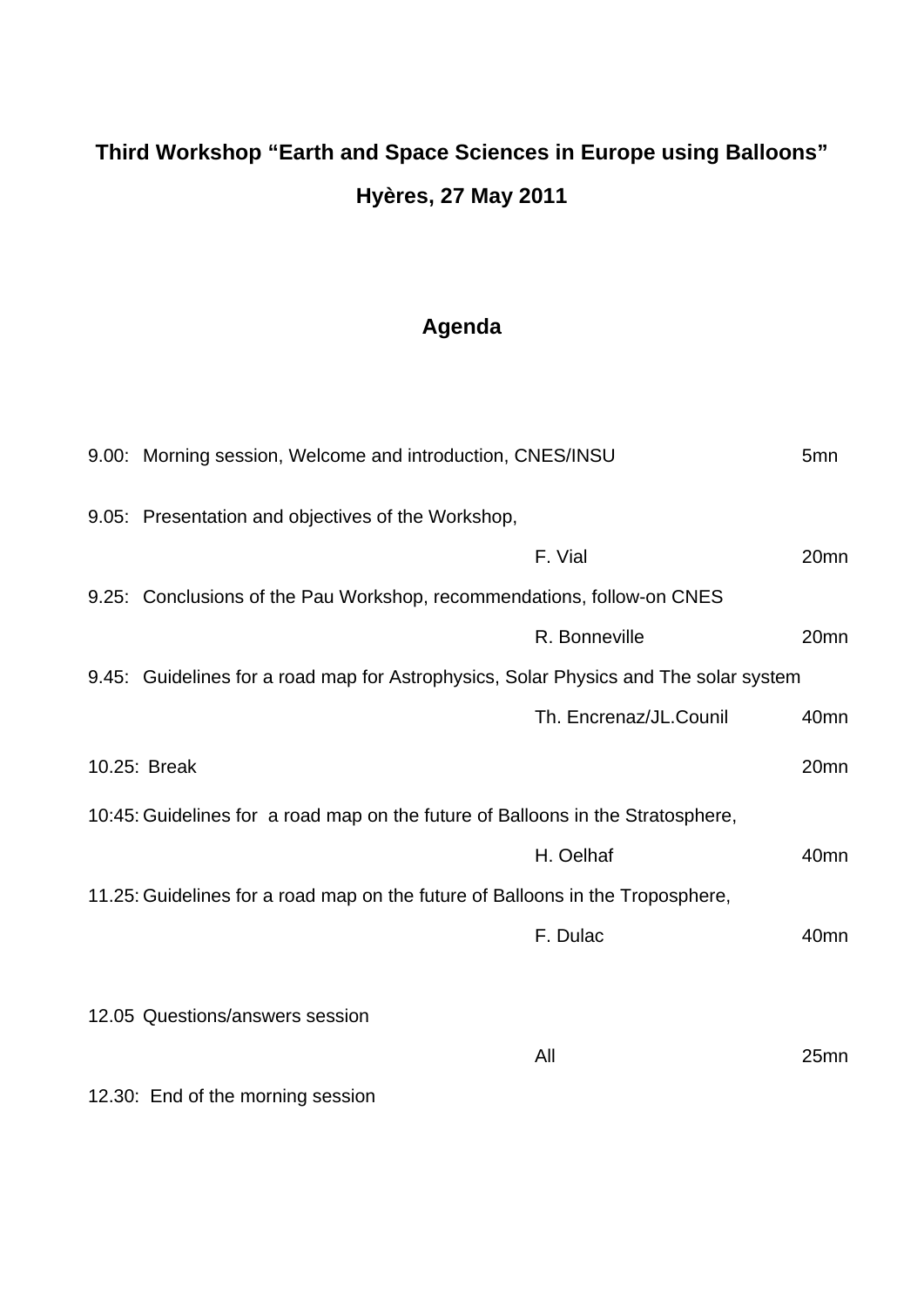# Third Workshop "Earth and Space Sciences in Europe using Balloons"

## Hyères, 27 May 2011

## Agenda

9.00: Morning session, Welcome and introduction, CNES/INSU 5mn

9.05: Presentation and objectives of the Workshop,

F. Vial 20mn

9.25: Conclusions of the Pau Workshop, recommendations, follow-on CNES

R. Bonneville 20mn

9.45: Guidelines for a road map for Astrophysics, Solar Physics and The solar system

Th. Encrenaz/JL.Counil 40mn

10.25: Break 20mn

10:45: Guidelines for a road map on the future of Balloons in the Stratosphere,

H. Oelhaf 40mn

11.25: Guidelines for a road map on the future of Balloons in the Troposphere,

F. Dulac 40mn

12.05 Questions/answers session

All 25mn

12.30: End of the morning session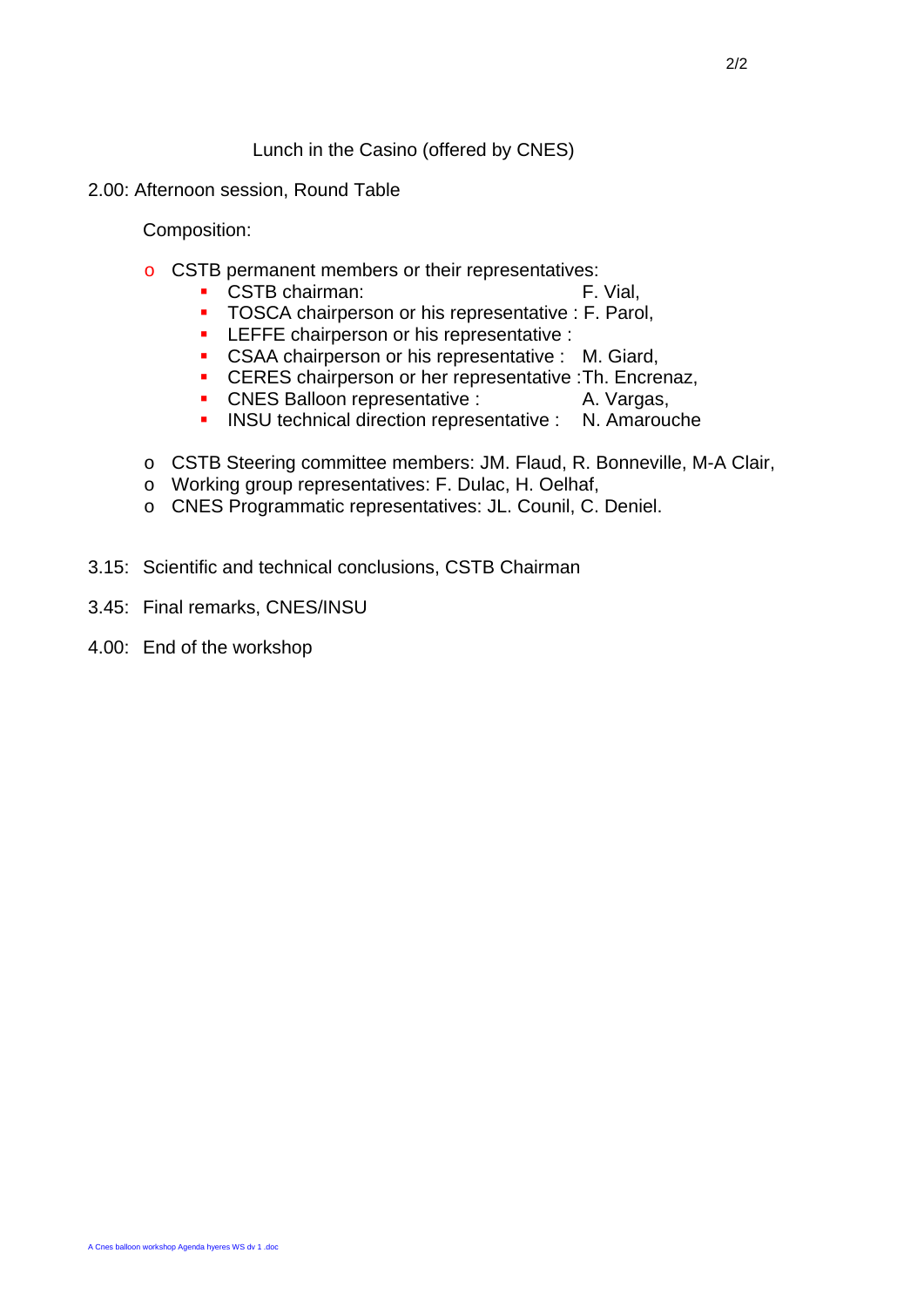Lunch in the Casino (offered by CNES)

2.00: Afternoon session, Round Table

Composition:

- CSTB permanent members or their representatives:
  - CSTB chairman: F. Vial,
  - TOSCA chairperson or his representative : F. Parol,
  - LEFFE chairperson or his representative :
  - CSAA chairperson or his representative : M. Giard,
  - CERES chairperson or her representative :Th. Encrenaz,
  - CNES Balloon representative : A. Vargas,
  - INSU technical direction representative : N. Amarouche
- CSTB Steering committee members: JM. Flaud, R. Bonneville, M-A Clair,
- Working group representatives: F. Dulac, H. Oelhaf,
- CNES Programmatic representatives: JL. Counil, C. Deniel.

3.15: Scientific and technical conclusions, CSTB Chairman

3.45: Final remarks, CNES/INSU

4.00: End of the workshop